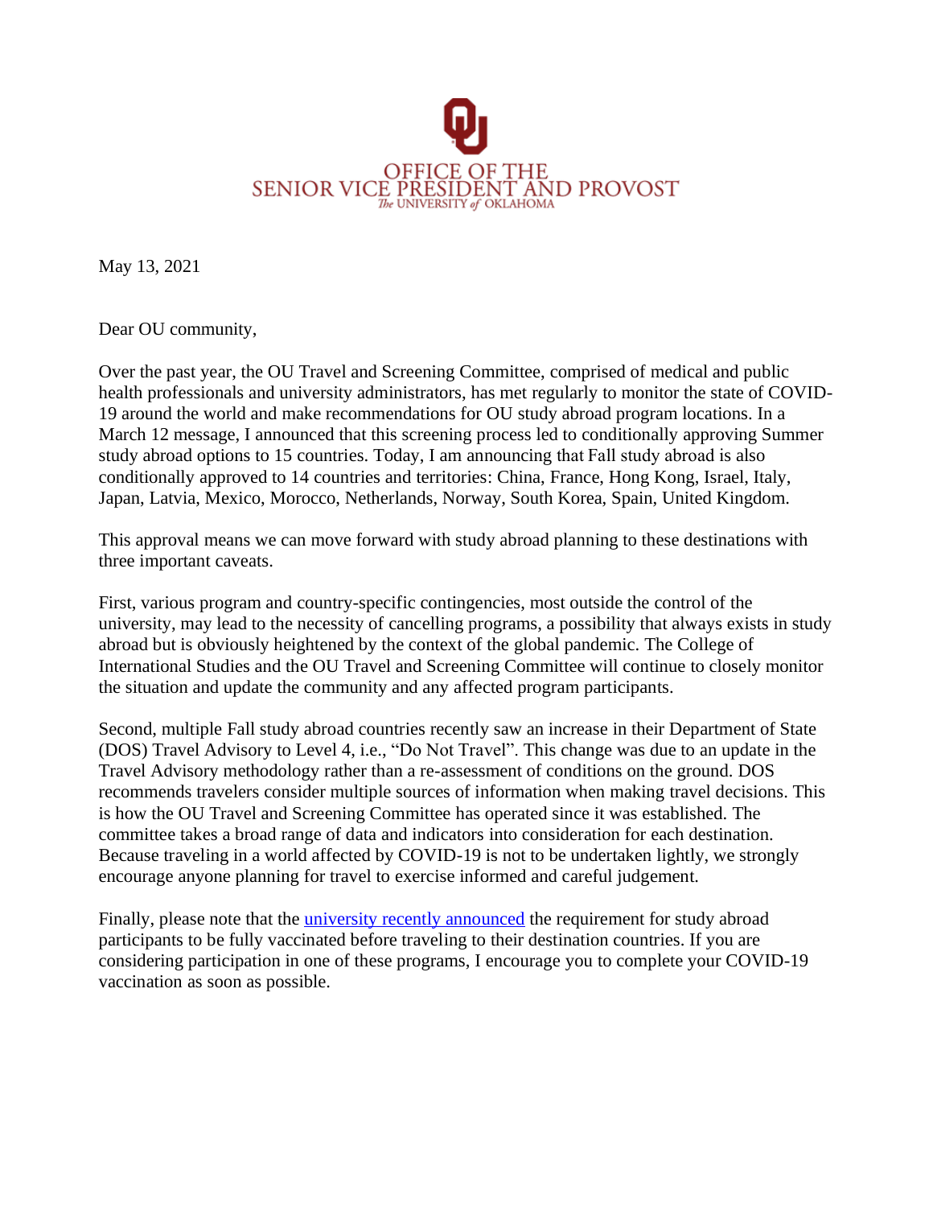OFFICE OF THE
SENIOR VICE PRESIDENT AND PROVOST
The UNIVERSITY of OKLAHOMA

May 13, 2021

Dear OU community,

Over the past year, the OU Travel and Screening Committee, comprised of medical and public health professionals and university administrators, has met regularly to monitor the state of COVID-19 around the world and make recommendations for OU study abroad program locations. In a March 12 message, I announced that this screening process led to conditionally approving Summer study abroad options to 15 countries. Today, I am announcing that Fall study abroad is also conditionally approved to 14 countries and territories: China, France, Hong Kong, Israel, Italy, Japan, Latvia, Mexico, Morocco, Netherlands, Norway, South Korea, Spain, United Kingdom.

This approval means we can move forward with study abroad planning to these destinations with three important caveats.

First, various program and country-specific contingencies, most outside the control of the university, may lead to the necessity of cancelling programs, a possibility that always exists in study abroad but is obviously heightened by the context of the global pandemic. The College of International Studies and the OU Travel and Screening Committee will continue to closely monitor the situation and update the community and any affected program participants.

Second, multiple Fall study abroad countries recently saw an increase in their Department of State (DOS) Travel Advisory to Level 4, i.e., "Do Not Travel". This change was due to an update in the Travel Advisory methodology rather than a re-assessment of conditions on the ground. DOS recommends travelers consider multiple sources of information when making travel decisions. This is how the OU Travel and Screening Committee has operated since it was established. The committee takes a broad range of data and indicators into consideration for each destination. Because traveling in a world affected by COVID-19 is not to be undertaken lightly, we strongly encourage anyone planning for travel to exercise informed and careful judgement.

Finally, please note that the university recently announced the requirement for study abroad participants to be fully vaccinated before traveling to their destination countries. If you are considering participation in one of these programs, I encourage you to complete your COVID-19 vaccination as soon as possible.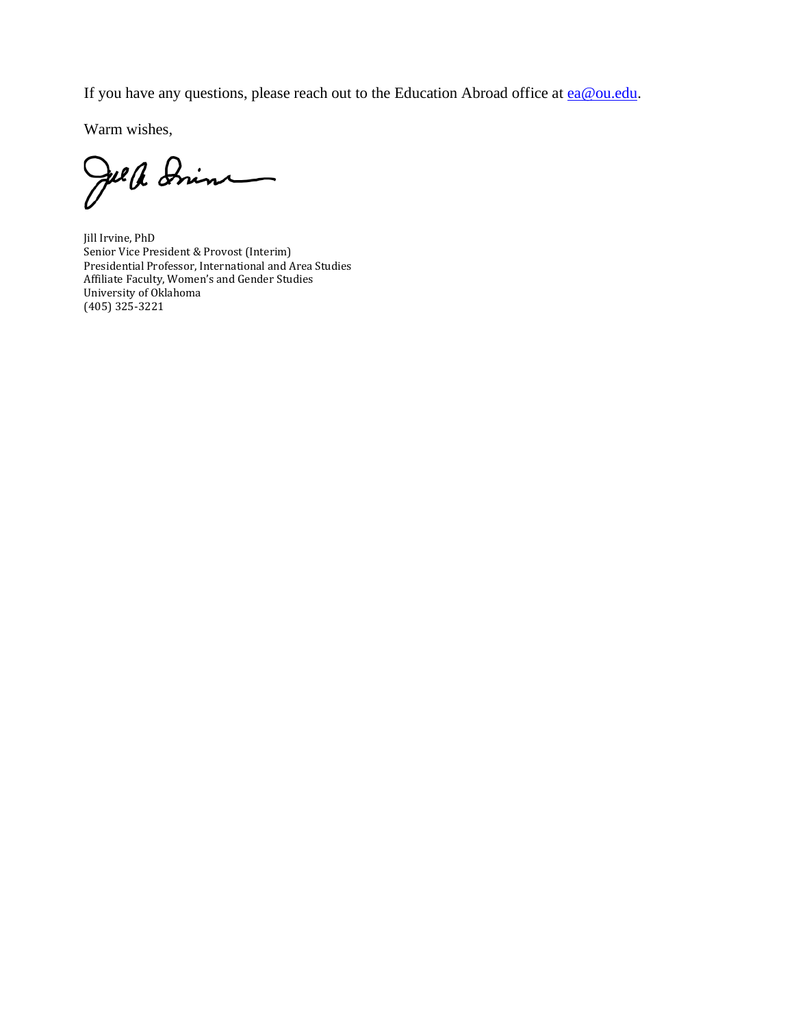If you have any questions, please reach out to the Education Abroad office at ea@ou.edu.

Warm wishes,

Jill Irvine, PhD
Senior Vice President & Provost (Interim)
Presidential Professor, International and Area Studies
Affiliate Faculty, Women's and Gender Studies
University of Oklahoma
(405) 325-3221